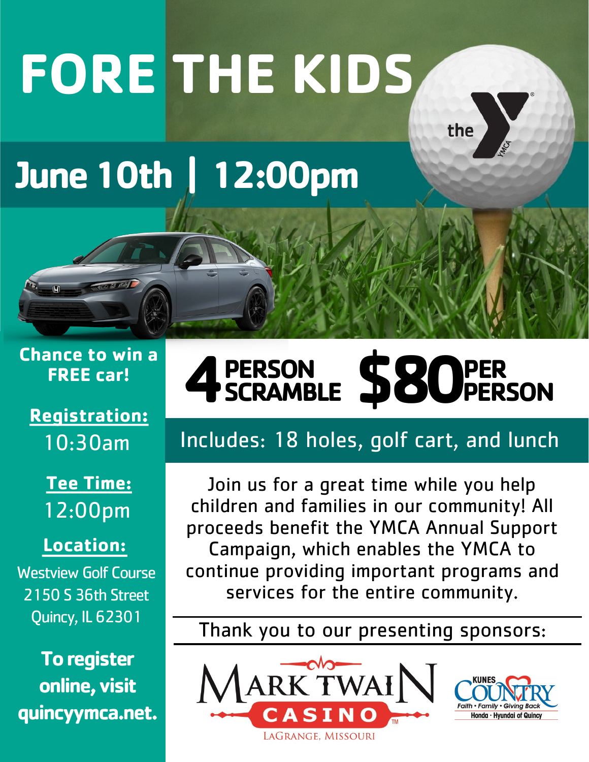# FORE THE KIDS

## June 10th | 12:00pm

**Chance to win a FREE car!**

**Registration:**
10:30am

**Tee Time:**
12:00pm

**Location:**
Westview Golf Course
2150 S 36th Street
Quincy, IL 62301

**To register online, visit quincyymca.net.**

## 4 PERSON SCRAMBLE $80 PER PERSON

Includes: 18 holes, golf cart, and lunch

Join us for a great time while you help children and families in our community! All proceeds benefit the YMCA Annual Support Campaign, which enables the YMCA to continue providing important programs and services for the entire community.

Thank you to our presenting sponsors:

MARK TWAIN CASINO
LaGrange, Missouri

KUNES COUNTRY
Faith • Family • Giving Back
Honda · Hyundai of Quincy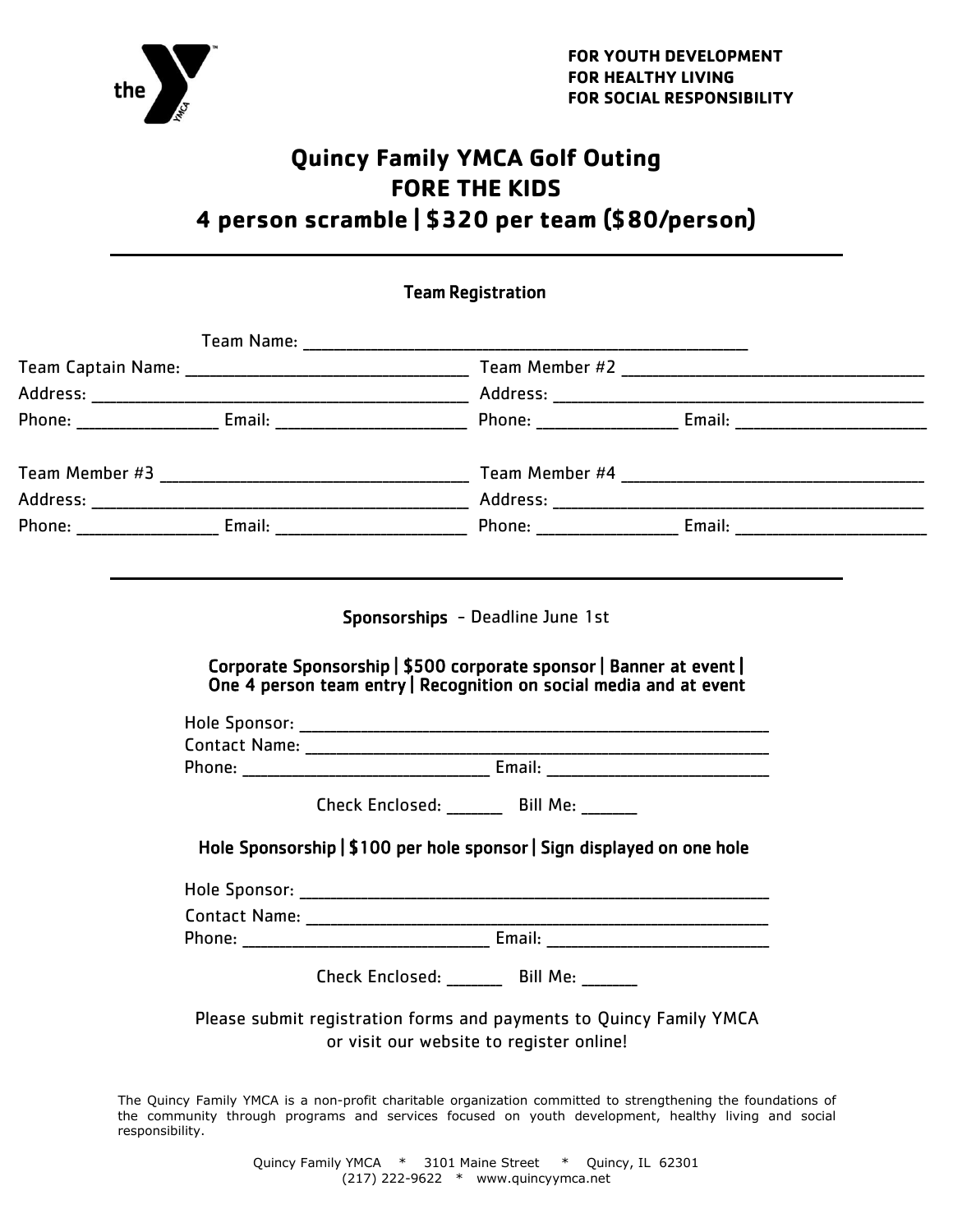the YMCA

**FOR YOUTH DEVELOPMENT**
**FOR HEALTHY LIVING**
**FOR SOCIAL RESPONSIBILITY**

# Quincy Family YMCA Golf Outing
# FORE THE KIDS
# 4 person scramble | $320 per team ($80/person)

---

## Team Registration

Team Name: ___________________________________________

Team Captain Name: ____________________________
Address: ____________________________________
Phone: _____________ Email: __________________

Team Member #2 ____________________________
Address: ____________________________________
Phone: _____________ Email: __________________

Team Member #3 ____________________________
Address: ____________________________________
Phone: _____________ Email: __________________

Team Member #4 ____________________________
Address: ____________________________________
Phone: _____________ Email: __________________

---

## Sponsorships - Deadline June 1st

**Corporate Sponsorship | $500 corporate sponsor | Banner at event | One 4 person team entry | Recognition on social media and at event**

Hole Sponsor: ___________________________________________
Contact Name: ___________________________________________
Phone: _______________________ Email: ____________________

Check Enclosed: _____ Bill Me: _____

**Hole Sponsorship | $100 per hole sponsor | Sign displayed on one hole**

Hole Sponsor: ___________________________________________
Contact Name: ___________________________________________
Phone: _______________________ Email: ____________________

Check Enclosed: _____ Bill Me: _____

Please submit registration forms and payments to Quincy Family YMCA or visit our website to register online!

The Quincy Family YMCA is a non-profit charitable organization committed to strengthening the foundations of the community through programs and services focused on youth development, healthy living and social responsibility.

Quincy Family YMCA * 3101 Maine Street * Quincy, IL 62301
(217) 222-9622 * www.quincyymca.net